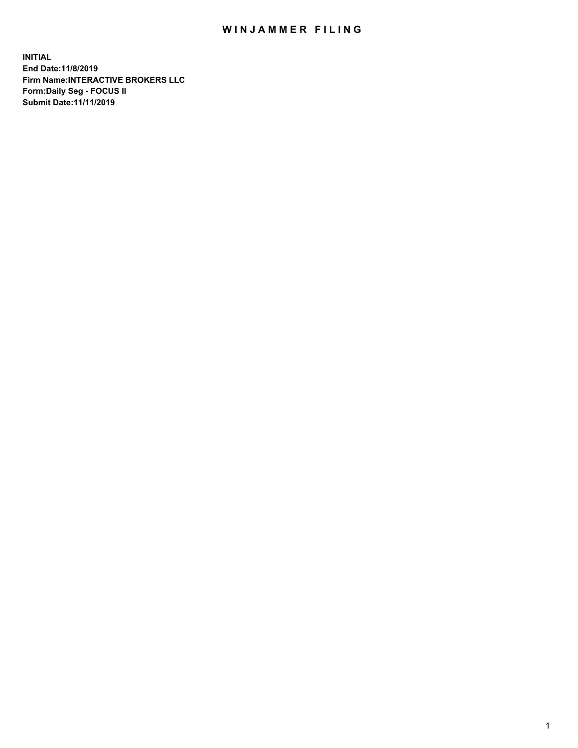# WINJAMMER FILING

**INITIAL**
**End Date:11/8/2019**
**Firm Name:INTERACTIVE BROKERS LLC**
**Form:Daily Seg - FOCUS II**
**Submit Date:11/11/2019**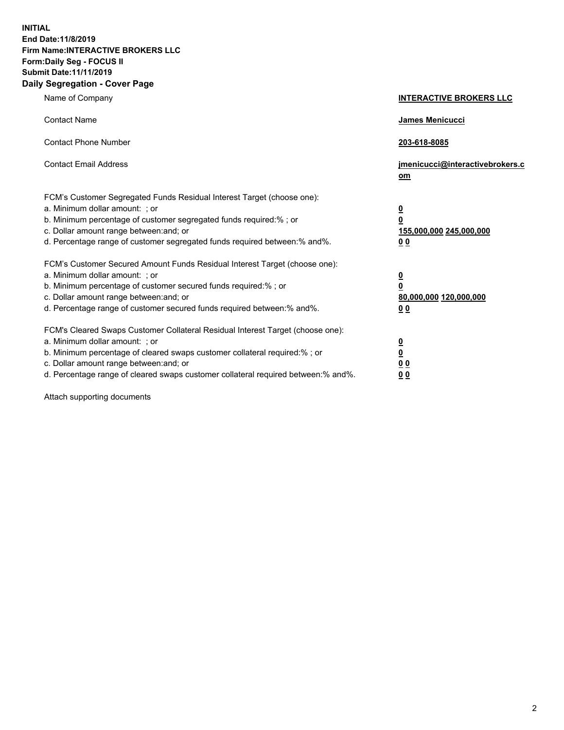**INITIAL**
**End Date:11/8/2019**
**Firm Name:INTERACTIVE BROKERS LLC**
**Form:Daily Seg - FOCUS II**
**Submit Date:11/11/2019**
**Daily Segregation - Cover Page**

| | |
|---|---|
| Name of Company | **INTERACTIVE BROKERS LLC** |
| Contact Name | **James Menicucci** |
| Contact Phone Number | **203-618-8085** |
| Contact Email Address | **jmenicucci@interactivebrokers.com** |
| FCM's Customer Segregated Funds Residual Interest Target (choose one): | |
| a. Minimum dollar amount: ; or | **0** |
| b. Minimum percentage of customer segregated funds required:% ; or | **0** |
| c. Dollar amount range between:and; or | **155,000,000 245,000,000** |
| d. Percentage range of customer segregated funds required between:% and%. | **0 0** |
| FCM's Customer Secured Amount Funds Residual Interest Target (choose one): | |
| a. Minimum dollar amount: ; or | **0** |
| b. Minimum percentage of customer secured funds required:% ; or | **0** |
| c. Dollar amount range between:and; or | **80,000,000 120,000,000** |
| d. Percentage range of customer secured funds required between:% and%. | **0 0** |
| FCM's Cleared Swaps Customer Collateral Residual Interest Target (choose one): | |
| a. Minimum dollar amount: ; or | **0** |
| b. Minimum percentage of cleared swaps customer collateral required:% ; or | **0** |
| c. Dollar amount range between:and; or | **0 0** |
| d. Percentage range of cleared swaps customer collateral required between:% and%. | **0 0** |

Attach supporting documents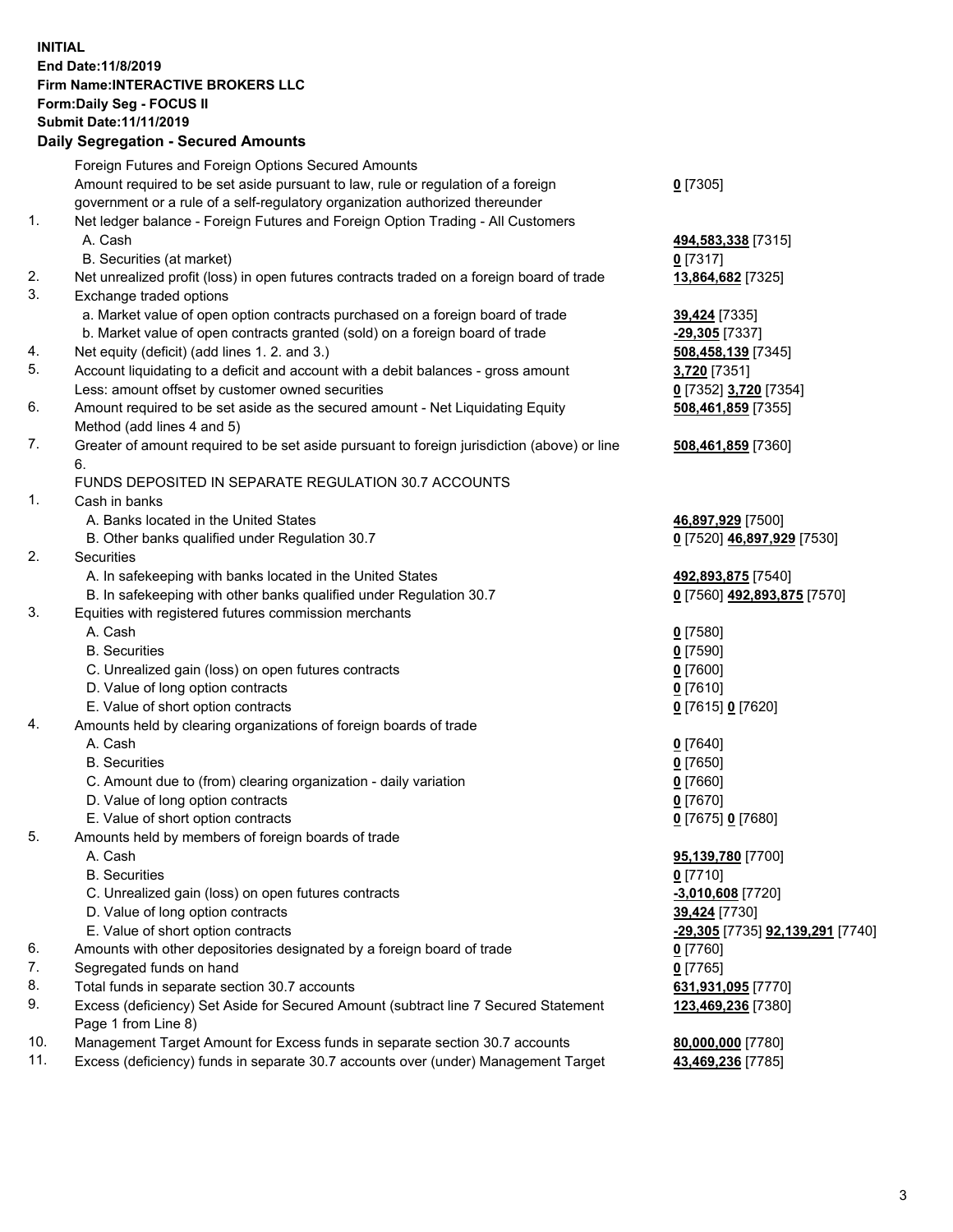**INITIAL**
**End Date:11/8/2019**
**Firm Name:INTERACTIVE BROKERS LLC**
**Form:Daily Seg - FOCUS II**
**Submit Date:11/11/2019**

## Daily Segregation - Secured Amounts

| | | |
|---|---|---|
| | Foreign Futures and Foreign Options Secured Amounts | |
| | Amount required to be set aside pursuant to law, rule or regulation of a foreign government or a rule of a self-regulatory organization authorized thereunder | **0** [7305] |
| 1. | Net ledger balance - Foreign Futures and Foreign Option Trading - All Customers | |
| | A. Cash | **494,583,338** [7315] |
| | B. Securities (at market) | **0** [7317] |
| 2. | Net unrealized profit (loss) in open futures contracts traded on a foreign board of trade | **13,864,682** [7325] |
| 3. | Exchange traded options | |
| | a. Market value of open option contracts purchased on a foreign board of trade | **39,424** [7335] |
| | b. Market value of open contracts granted (sold) on a foreign board of trade | **-29,305** [7337] |
| 4. | Net equity (deficit) (add lines 1. 2. and 3.) | **508,458,139** [7345] |
| 5. | Account liquidating to a deficit and account with a debit balances - gross amount | **3,720** [7351] |
| | Less: amount offset by customer owned securities | **0** [7352] **3,720** [7354] |
| 6. | Amount required to be set aside as the secured amount - Net Liquidating Equity Method (add lines 4 and 5) | **508,461,859** [7355] |
| 7. | Greater of amount required to be set aside pursuant to foreign jurisdiction (above) or line 6. | **508,461,859** [7360] |
| | FUNDS DEPOSITED IN SEPARATE REGULATION 30.7 ACCOUNTS | |
| 1. | Cash in banks | |
| | A. Banks located in the United States | **46,897,929** [7500] |
| | B. Other banks qualified under Regulation 30.7 | **0** [7520] **46,897,929** [7530] |
| 2. | Securities | |
| | A. In safekeeping with banks located in the United States | **492,893,875** [7540] |
| | B. In safekeeping with other banks qualified under Regulation 30.7 | **0** [7560] **492,893,875** [7570] |
| 3. | Equities with registered futures commission merchants | |
| | A. Cash | **0** [7580] |
| | B. Securities | **0** [7590] |
| | C. Unrealized gain (loss) on open futures contracts | **0** [7600] |
| | D. Value of long option contracts | **0** [7610] |
| | E. Value of short option contracts | **0** [7615] **0** [7620] |
| 4. | Amounts held by clearing organizations of foreign boards of trade | |
| | A. Cash | **0** [7640] |
| | B. Securities | **0** [7650] |
| | C. Amount due to (from) clearing organization - daily variation | **0** [7660] |
| | D. Value of long option contracts | **0** [7670] |
| | E. Value of short option contracts | **0** [7675] **0** [7680] |
| 5. | Amounts held by members of foreign boards of trade | |
| | A. Cash | **95,139,780** [7700] |
| | B. Securities | **0** [7710] |
| | C. Unrealized gain (loss) on open futures contracts | **-3,010,608** [7720] |
| | D. Value of long option contracts | **39,424** [7730] |
| | E. Value of short option contracts | **-29,305** [7735] **92,139,291** [7740] |
| 6. | Amounts with other depositories designated by a foreign board of trade | **0** [7760] |
| 7. | Segregated funds on hand | **0** [7765] |
| 8. | Total funds in separate section 30.7 accounts | **631,931,095** [7770] |
| 9. | Excess (deficiency) Set Aside for Secured Amount (subtract line 7 Secured Statement Page 1 from Line 8) | **123,469,236** [7380] |
| 10. | Management Target Amount for Excess funds in separate section 30.7 accounts | **80,000,000** [7780] |
| 11. | Excess (deficiency) funds in separate 30.7 accounts over (under) Management Target | **43,469,236** [7785] |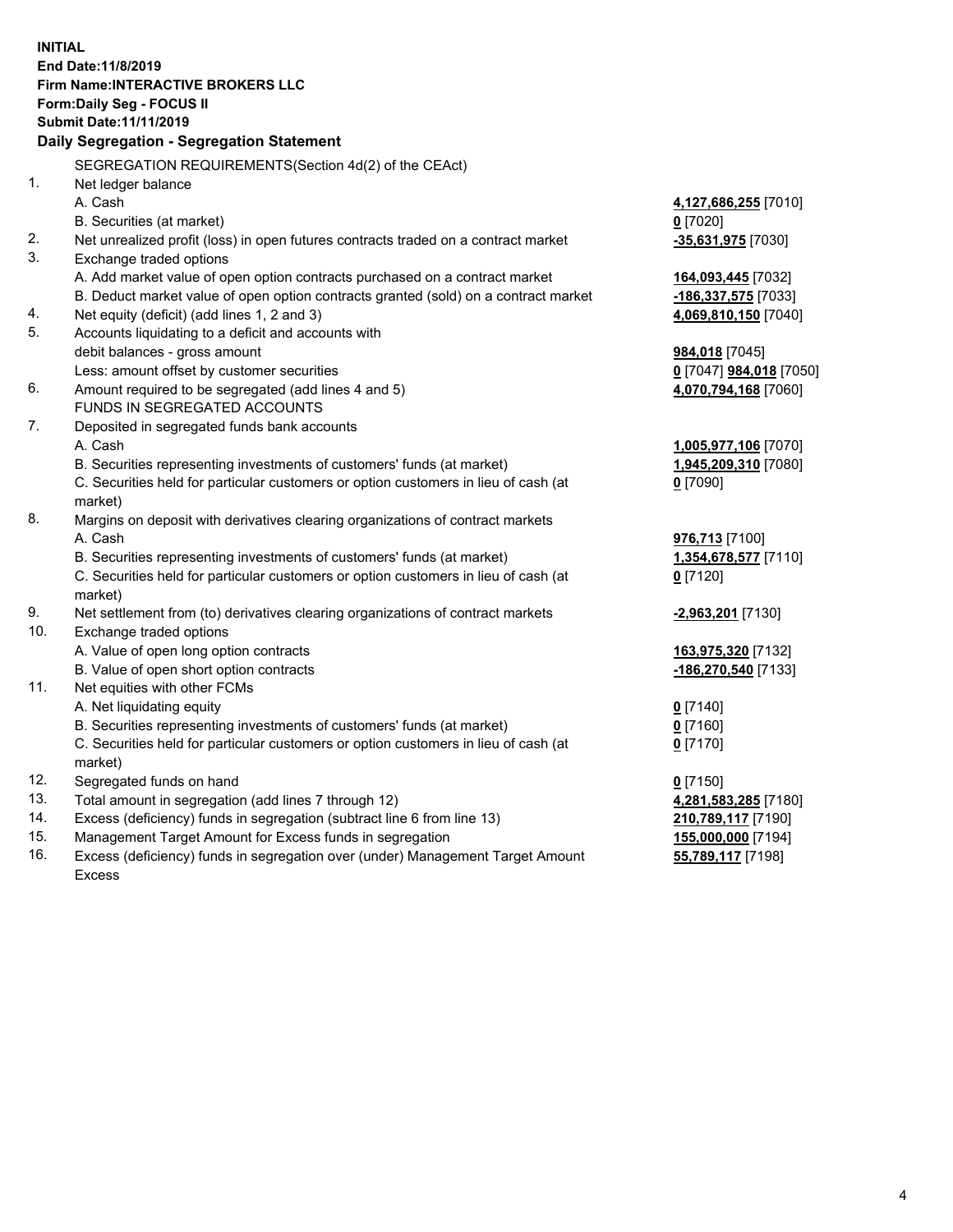**INITIAL**
**End Date:11/8/2019**
**Firm Name:INTERACTIVE BROKERS LLC**
**Form:Daily Seg - FOCUS II**
**Submit Date:11/11/2019**

## Daily Segregation - Segregation Statement

| | | |
|---|---|---|
| | SEGREGATION REQUIREMENTS(Section 4d(2) of the CEAct) | |
| 1. | Net ledger balance | |
| | A. Cash | **4,127,686,255** [7010] |
| | B. Securities (at market) | **0** [7020] |
| 2. | Net unrealized profit (loss) in open futures contracts traded on a contract market | **-35,631,975** [7030] |
| 3. | Exchange traded options | |
| | A. Add market value of open option contracts purchased on a contract market | **164,093,445** [7032] |
| | B. Deduct market value of open option contracts granted (sold) on a contract market | **-186,337,575** [7033] |
| 4. | Net equity (deficit) (add lines 1, 2 and 3) | **4,069,810,150** [7040] |
| 5. | Accounts liquidating to a deficit and accounts with debit balances - gross amount | **984,018** [7045] |
| | Less: amount offset by customer securities | **0** [7047] **984,018** [7050] |
| 6. | Amount required to be segregated (add lines 4 and 5) | **4,070,794,168** [7060] |
| | FUNDS IN SEGREGATED ACCOUNTS | |
| 7. | Deposited in segregated funds bank accounts | |
| | A. Cash | **1,005,977,106** [7070] |
| | B. Securities representing investments of customers' funds (at market) | **1,945,209,310** [7080] |
| | C. Securities held for particular customers or option customers in lieu of cash (at market) | **0** [7090] |
| 8. | Margins on deposit with derivatives clearing organizations of contract markets | |
| | A. Cash | **976,713** [7100] |
| | B. Securities representing investments of customers' funds (at market) | **1,354,678,577** [7110] |
| | C. Securities held for particular customers or option customers in lieu of cash (at market) | **0** [7120] |
| 9. | Net settlement from (to) derivatives clearing organizations of contract markets | **-2,963,201** [7130] |
| 10. | Exchange traded options | |
| | A. Value of open long option contracts | **163,975,320** [7132] |
| | B. Value of open short option contracts | **-186,270,540** [7133] |
| 11. | Net equities with other FCMs | |
| | A. Net liquidating equity | **0** [7140] |
| | B. Securities representing investments of customers' funds (at market) | **0** [7160] |
| | C. Securities held for particular customers or option customers in lieu of cash (at market) | **0** [7170] |
| 12. | Segregated funds on hand | **0** [7150] |
| 13. | Total amount in segregation (add lines 7 through 12) | **4,281,583,285** [7180] |
| 14. | Excess (deficiency) funds in segregation (subtract line 6 from line 13) | **210,789,117** [7190] |
| 15. | Management Target Amount for Excess funds in segregation | **155,000,000** [7194] |
| 16. | Excess (deficiency) funds in segregation over (under) Management Target Amount Excess | **55,789,117** [7198] |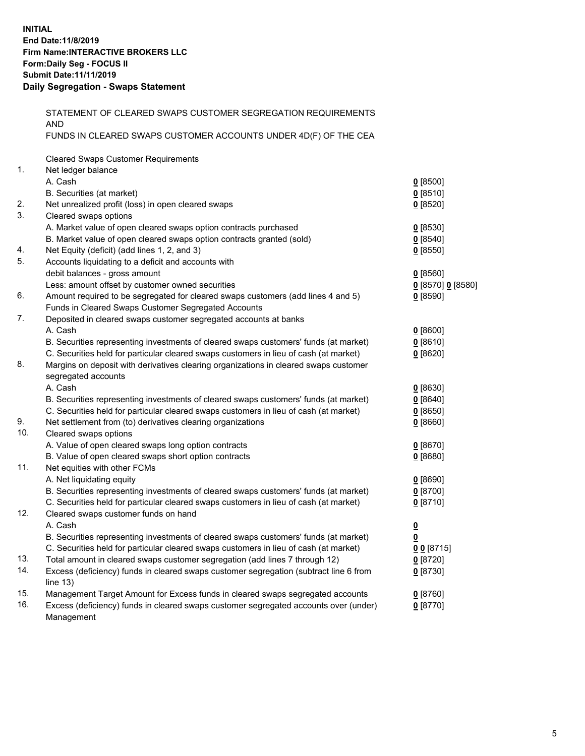**INITIAL**
**End Date:11/8/2019**
**Firm Name:INTERACTIVE BROKERS LLC**
**Form:Daily Seg - FOCUS II**
**Submit Date:11/11/2019**
**Daily Segregation - Swaps Statement**

STATEMENT OF CLEARED SWAPS CUSTOMER SEGREGATION REQUIREMENTS AND FUNDS IN CLEARED SWAPS CUSTOMER ACCOUNTS UNDER 4D(F) OF THE CEA

| | | |
|---|---|---|
| | Cleared Swaps Customer Requirements | |
| 1. | Net ledger balance | |
| | A. Cash | 0 [8500] |
| | B. Securities (at market) | 0 [8510] |
| 2. | Net unrealized profit (loss) in open cleared swaps | 0 [8520] |
| 3. | Cleared swaps options | |
| | A. Market value of open cleared swaps option contracts purchased | 0 [8530] |
| | B. Market value of open cleared swaps option contracts granted (sold) | 0 [8540] |
| 4. | Net Equity (deficit) (add lines 1, 2, and 3) | 0 [8550] |
| 5. | Accounts liquidating to a deficit and accounts with debit balances - gross amount | 0 [8560] |
| | Less: amount offset by customer owned securities | 0 [8570] 0 [8580] |
| 6. | Amount required to be segregated for cleared swaps customers (add lines 4 and 5) | 0 [8590] |
| | Funds in Cleared Swaps Customer Segregated Accounts | |
| 7. | Deposited in cleared swaps customer segregated accounts at banks | |
| | A. Cash | 0 [8600] |
| | B. Securities representing investments of cleared swaps customers' funds (at market) | 0 [8610] |
| | C. Securities held for particular cleared swaps customers in lieu of cash (at market) | 0 [8620] |
| 8. | Margins on deposit with derivatives clearing organizations in cleared swaps customer segregated accounts | |
| | A. Cash | 0 [8630] |
| | B. Securities representing investments of cleared swaps customers' funds (at market) | 0 [8640] |
| | C. Securities held for particular cleared swaps customers in lieu of cash (at market) | 0 [8650] |
| 9. | Net settlement from (to) derivatives clearing organizations | 0 [8660] |
| 10. | Cleared swaps options | |
| | A. Value of open cleared swaps long option contracts | 0 [8670] |
| | B. Value of open cleared swaps short option contracts | 0 [8680] |
| 11. | Net equities with other FCMs | |
| | A. Net liquidating equity | 0 [8690] |
| | B. Securities representing investments of cleared swaps customers' funds (at market) | 0 [8700] |
| | C. Securities held for particular cleared swaps customers in lieu of cash (at market) | 0 [8710] |
| 12. | Cleared swaps customer funds on hand | |
| | A. Cash | 0 |
| | B. Securities representing investments of cleared swaps customers' funds (at market) | 0 |
| | C. Securities held for particular cleared swaps customers in lieu of cash (at market) | 0 0 [8715] |
| 13. | Total amount in cleared swaps customer segregation (add lines 7 through 12) | 0 [8720] |
| 14. | Excess (deficiency) funds in cleared swaps customer segregation (subtract line 6 from line 13) | 0 [8730] |
| 15. | Management Target Amount for Excess funds in cleared swaps segregated accounts | 0 [8760] |
| 16. | Excess (deficiency) funds in cleared swaps customer segregated accounts over (under) Management | 0 [8770] |